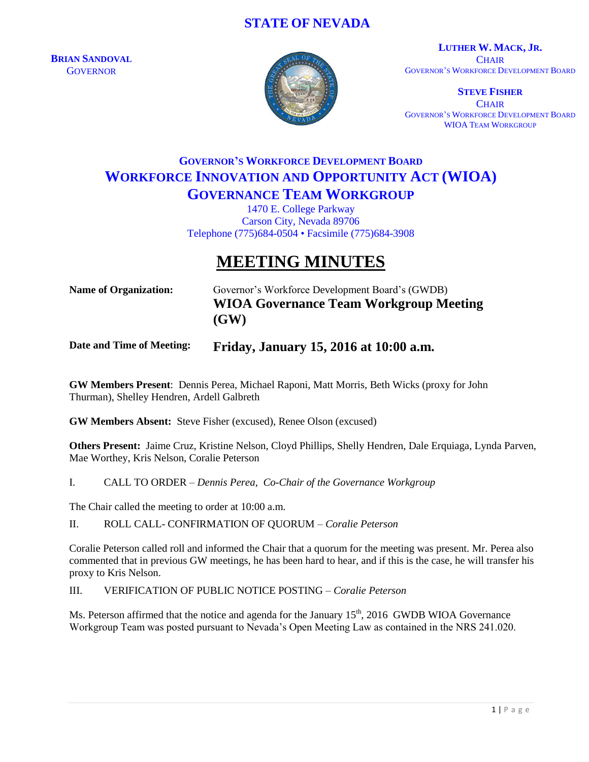# STATE OF NEVADA

**BRIAN SANDOVAL**
GOVERNOR

**LUTHER W. MACK, JR.**
CHAIR
GOVERNOR'S WORKFORCE DEVELOPMENT BOARD

**STEVE FISHER**
CHAIR
GOVERNOR'S WORKFORCE DEVELOPMENT BOARD
WIOA TEAM WORKGROUP

## GOVERNOR'S WORKFORCE DEVELOPMENT BOARD
## WORKFORCE INNOVATION AND OPPORTUNITY ACT (WIOA)
## GOVERNANCE TEAM WORKGROUP

1470 E. College Parkway
Carson City, Nevada 89706
Telephone (775)684-0504 • Facsimile (775)684-3908

# MEETING MINUTES

**Name of Organization:** Governor's Workforce Development Board's (GWDB) **WIOA Governance Team Workgroup Meeting (GW)**

**Date and Time of Meeting:** **Friday, January 15, 2016 at 10:00 a.m.**

**GW Members Present**: Dennis Perea, Michael Raponi, Matt Morris, Beth Wicks (proxy for John Thurman), Shelley Hendren, Ardell Galbreth

**GW Members Absent:** Steve Fisher (excused), Renee Olson (excused)

**Others Present:** Jaime Cruz, Kristine Nelson, Cloyd Phillips, Shelly Hendren, Dale Erquiaga, Lynda Parven, Mae Worthey, Kris Nelson, Coralie Peterson

I. CALL TO ORDER – *Dennis Perea, Co-Chair of the Governance Workgroup*

The Chair called the meeting to order at 10:00 a.m.

II. ROLL CALL- CONFIRMATION OF QUORUM – *Coralie Peterson*

Coralie Peterson called roll and informed the Chair that a quorum for the meeting was present. Mr. Perea also commented that in previous GW meetings, he has been hard to hear, and if this is the case, he will transfer his proxy to Kris Nelson.

III. VERIFICATION OF PUBLIC NOTICE POSTING – *Coralie Peterson*

Ms. Peterson affirmed that the notice and agenda for the January 15th, 2016 GWDB WIOA Governance Workgroup Team was posted pursuant to Nevada's Open Meeting Law as contained in the NRS 241.020.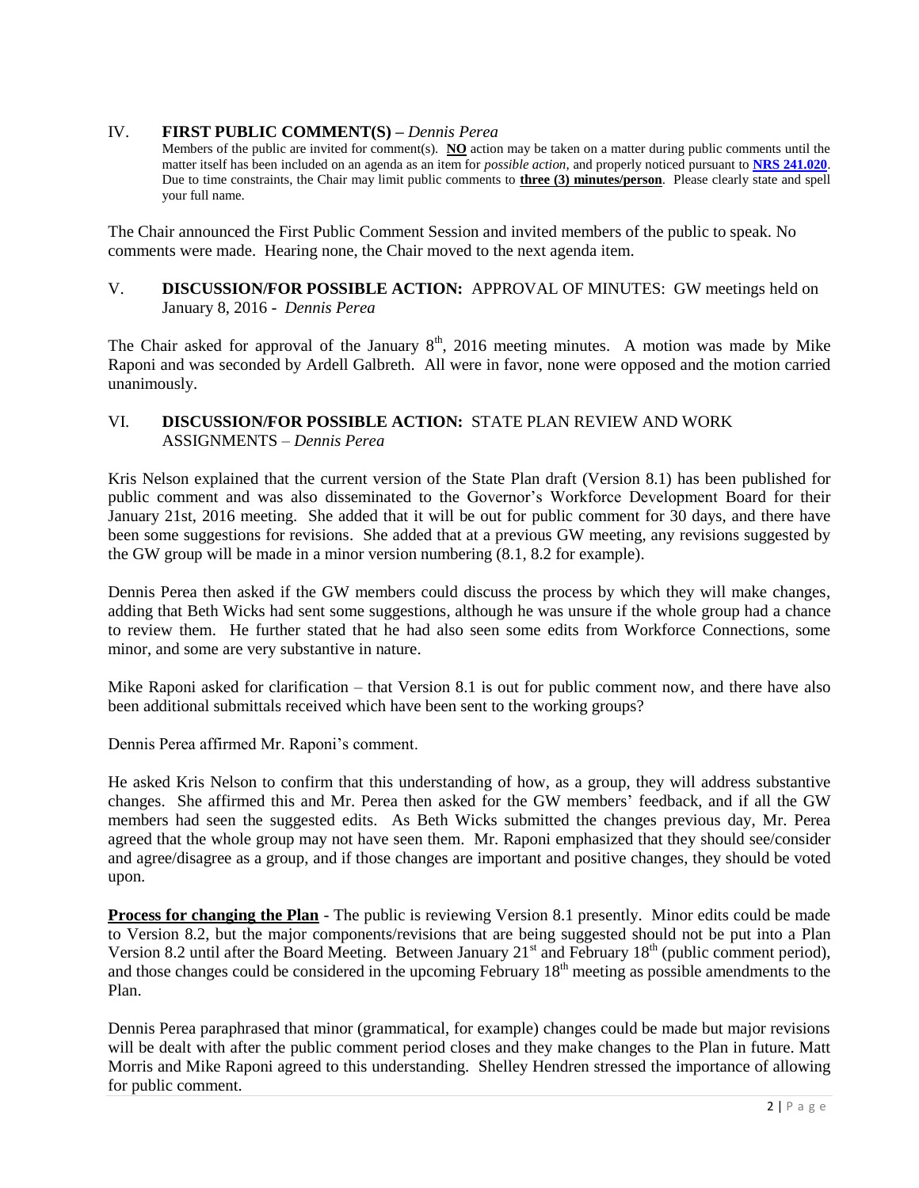## IV. FIRST PUBLIC COMMENT(S) – *Dennis Perea*

Members of the public are invited for comment(s). **NO** action may be taken on a matter during public comments until the matter itself has been included on an agenda as an item for *possible action*, and properly noticed pursuant to **NRS 241.020**. Due to time constraints, the Chair may limit public comments to **three (3) minutes/person**. Please clearly state and spell your full name.

The Chair announced the First Public Comment Session and invited members of the public to speak. No comments were made. Hearing none, the Chair moved to the next agenda item.

## V. DISCUSSION/FOR POSSIBLE ACTION: APPROVAL OF MINUTES: GW meetings held on January 8, 2016 - *Dennis Perea*

The Chair asked for approval of the January 8th, 2016 meeting minutes. A motion was made by Mike Raponi and was seconded by Ardell Galbreth. All were in favor, none were opposed and the motion carried unanimously.

## VI. DISCUSSION/FOR POSSIBLE ACTION: STATE PLAN REVIEW AND WORK ASSIGNMENTS – *Dennis Perea*

Kris Nelson explained that the current version of the State Plan draft (Version 8.1) has been published for public comment and was also disseminated to the Governor's Workforce Development Board for their January 21st, 2016 meeting. She added that it will be out for public comment for 30 days, and there have been some suggestions for revisions. She added that at a previous GW meeting, any revisions suggested by the GW group will be made in a minor version numbering (8.1, 8.2 for example).

Dennis Perea then asked if the GW members could discuss the process by which they will make changes, adding that Beth Wicks had sent some suggestions, although he was unsure if the whole group had a chance to review them. He further stated that he had also seen some edits from Workforce Connections, some minor, and some are very substantive in nature.

Mike Raponi asked for clarification – that Version 8.1 is out for public comment now, and there have also been additional submittals received which have been sent to the working groups?

Dennis Perea affirmed Mr. Raponi's comment.

He asked Kris Nelson to confirm that this understanding of how, as a group, they will address substantive changes. She affirmed this and Mr. Perea then asked for the GW members' feedback, and if all the GW members had seen the suggested edits. As Beth Wicks submitted the changes previous day, Mr. Perea agreed that the whole group may not have seen them. Mr. Raponi emphasized that they should see/consider and agree/disagree as a group, and if those changes are important and positive changes, they should be voted upon.

**Process for changing the Plan** - The public is reviewing Version 8.1 presently. Minor edits could be made to Version 8.2, but the major components/revisions that are being suggested should not be put into a Plan Version 8.2 until after the Board Meeting. Between January 21st and February 18th (public comment period), and those changes could be considered in the upcoming February 18th meeting as possible amendments to the Plan.

Dennis Perea paraphrased that minor (grammatical, for example) changes could be made but major revisions will be dealt with after the public comment period closes and they make changes to the Plan in future. Matt Morris and Mike Raponi agreed to this understanding. Shelley Hendren stressed the importance of allowing for public comment.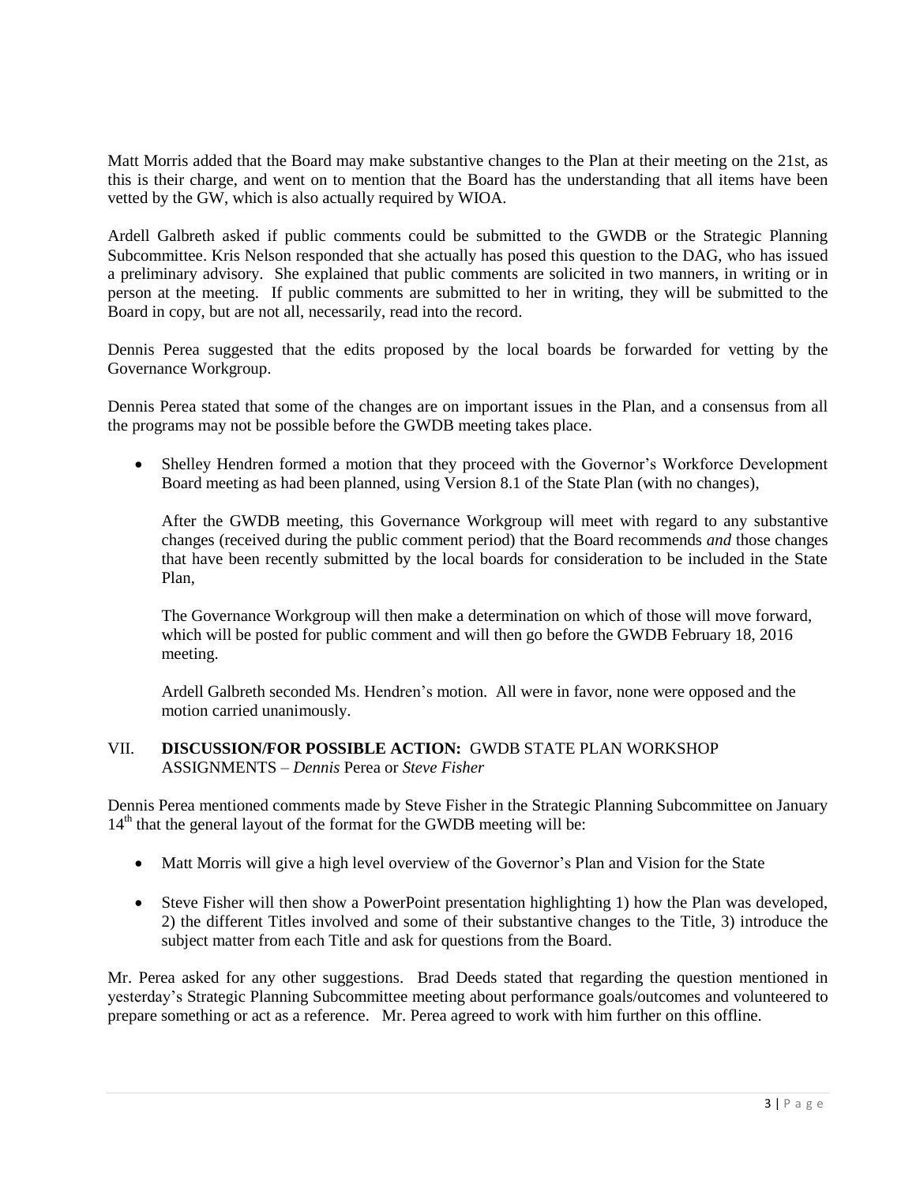Matt Morris added that the Board may make substantive changes to the Plan at their meeting on the 21st, as this is their charge, and went on to mention that the Board has the understanding that all items have been vetted by the GW, which is also actually required by WIOA.

Ardell Galbreth asked if public comments could be submitted to the GWDB or the Strategic Planning Subcommittee. Kris Nelson responded that she actually has posed this question to the DAG, who has issued a preliminary advisory. She explained that public comments are solicited in two manners, in writing or in person at the meeting. If public comments are submitted to her in writing, they will be submitted to the Board in copy, but are not all, necessarily, read into the record.

Dennis Perea suggested that the edits proposed by the local boards be forwarded for vetting by the Governance Workgroup.

Dennis Perea stated that some of the changes are on important issues in the Plan, and a consensus from all the programs may not be possible before the GWDB meeting takes place.

- Shelley Hendren formed a motion that they proceed with the Governor's Workforce Development Board meeting as had been planned, using Version 8.1 of the State Plan (with no changes),

  After the GWDB meeting, this Governance Workgroup will meet with regard to any substantive changes (received during the public comment period) that the Board recommends *and* those changes that have been recently submitted by the local boards for consideration to be included in the State Plan,

  The Governance Workgroup will then make a determination on which of those will move forward, which will be posted for public comment and will then go before the GWDB February 18, 2016 meeting.

  Ardell Galbreth seconded Ms. Hendren's motion. All were in favor, none were opposed and the motion carried unanimously.

VII. **DISCUSSION/FOR POSSIBLE ACTION:** GWDB STATE PLAN WORKSHOP ASSIGNMENTS – *Dennis* Perea or *Steve Fisher*

Dennis Perea mentioned comments made by Steve Fisher in the Strategic Planning Subcommittee on January 14th that the general layout of the format for the GWDB meeting will be:

- Matt Morris will give a high level overview of the Governor's Plan and Vision for the State
- Steve Fisher will then show a PowerPoint presentation highlighting 1) how the Plan was developed, 2) the different Titles involved and some of their substantive changes to the Title, 3) introduce the subject matter from each Title and ask for questions from the Board.

Mr. Perea asked for any other suggestions. Brad Deeds stated that regarding the question mentioned in yesterday's Strategic Planning Subcommittee meeting about performance goals/outcomes and volunteered to prepare something or act as a reference. Mr. Perea agreed to work with him further on this offline.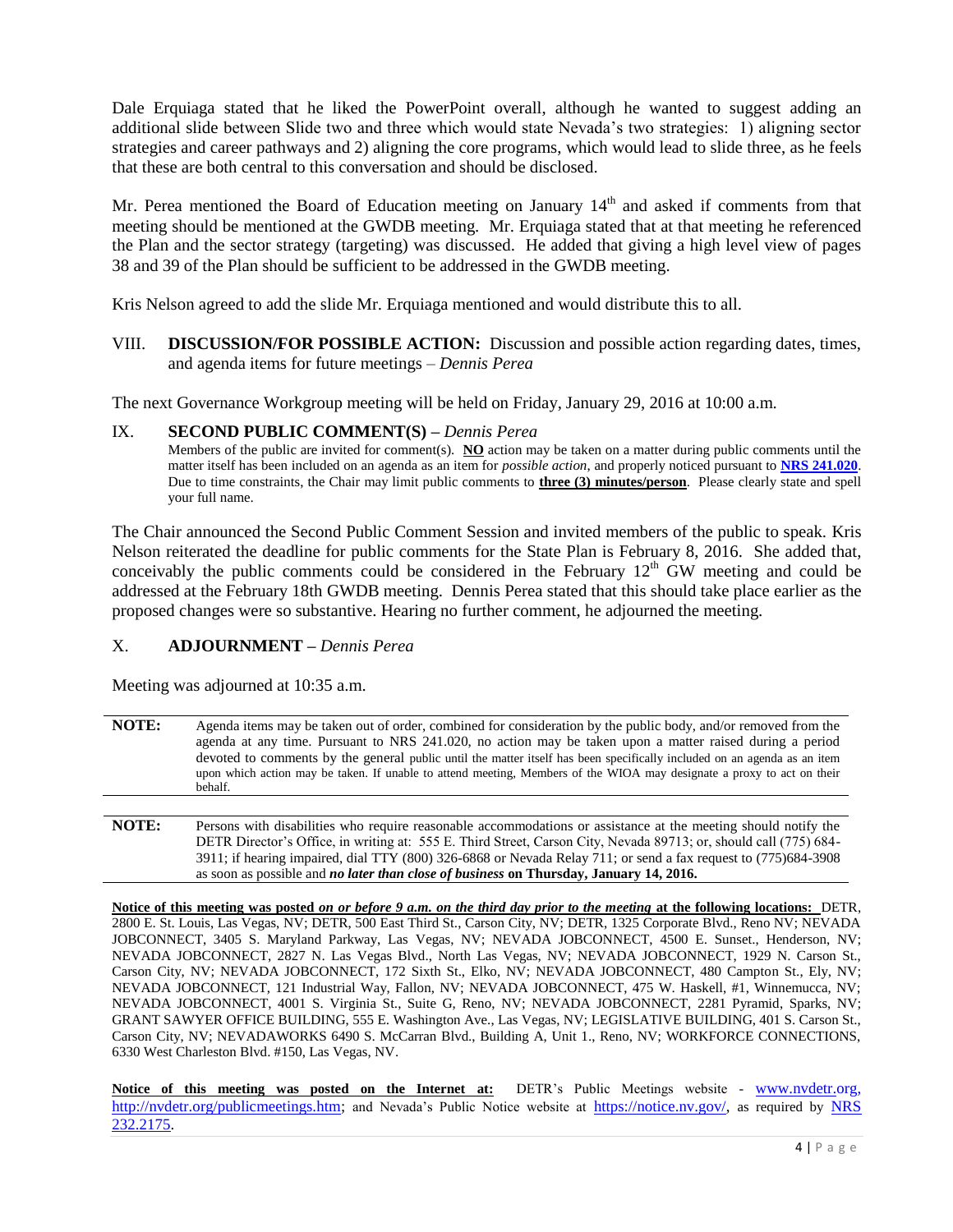Dale Erquiaga stated that he liked the PowerPoint overall, although he wanted to suggest adding an additional slide between Slide two and three which would state Nevada's two strategies: 1) aligning sector strategies and career pathways and 2) aligning the core programs, which would lead to slide three, as he feels that these are both central to this conversation and should be disclosed.

Mr. Perea mentioned the Board of Education meeting on January 14th and asked if comments from that meeting should be mentioned at the GWDB meeting. Mr. Erquiaga stated that at that meeting he referenced the Plan and the sector strategy (targeting) was discussed. He added that giving a high level view of pages 38 and 39 of the Plan should be sufficient to be addressed in the GWDB meeting.

Kris Nelson agreed to add the slide Mr. Erquiaga mentioned and would distribute this to all.

VIII. **DISCUSSION/FOR POSSIBLE ACTION:** Discussion and possible action regarding dates, times, and agenda items for future meetings – *Dennis Perea*

The next Governance Workgroup meeting will be held on Friday, January 29, 2016 at 10:00 a.m.

IX. **SECOND PUBLIC COMMENT(S) –** *Dennis Perea*

Members of the public are invited for comment(s). **NO** action may be taken on a matter during public comments until the matter itself has been included on an agenda as an item for *possible action*, and properly noticed pursuant to **NRS 241.020**. Due to time constraints, the Chair may limit public comments to **three (3) minutes/person**. Please clearly state and spell your full name.

The Chair announced the Second Public Comment Session and invited members of the public to speak. Kris Nelson reiterated the deadline for public comments for the State Plan is February 8, 2016. She added that, conceivably the public comments could be considered in the February 12th GW meeting and could be addressed at the February 18th GWDB meeting. Dennis Perea stated that this should take place earlier as the proposed changes were so substantive. Hearing no further comment, he adjourned the meeting.

X. **ADJOURNMENT –** *Dennis Perea*

Meeting was adjourned at 10:35 a.m.

**NOTE:** Agenda items may be taken out of order, combined for consideration by the public body, and/or removed from the agenda at any time. Pursuant to NRS 241.020, no action may be taken upon a matter raised during a period devoted to comments by the general public until the matter itself has been specifically included on an agenda as an item upon which action may be taken. If unable to attend meeting, Members of the WIOA may designate a proxy to act on their behalf.

**NOTE:** Persons with disabilities who require reasonable accommodations or assistance at the meeting should notify the DETR Director's Office, in writing at: 555 E. Third Street, Carson City, Nevada 89713; or, should call (775) 684-3911; if hearing impaired, dial TTY (800) 326-6868 or Nevada Relay 711; or send a fax request to (775)684-3908 as soon as possible and ***no later than close of business*** **on Thursday, January 14, 2016.**

**Notice of this meeting was posted *on or before 9 a.m. on the third day prior to the meeting* at the following locations:** DETR, 2800 E. St. Louis, Las Vegas, NV; DETR, 500 East Third St., Carson City, NV; DETR, 1325 Corporate Blvd., Reno NV; NEVADA JOBCONNECT, 3405 S. Maryland Parkway, Las Vegas, NV; NEVADA JOBCONNECT, 4500 E. Sunset., Henderson, NV; NEVADA JOBCONNECT, 2827 N. Las Vegas Blvd., North Las Vegas, NV; NEVADA JOBCONNECT, 1929 N. Carson St., Carson City, NV; NEVADA JOBCONNECT, 172 Sixth St., Elko, NV; NEVADA JOBCONNECT, 480 Campton St., Ely, NV; NEVADA JOBCONNECT, 121 Industrial Way, Fallon, NV; NEVADA JOBCONNECT, 475 W. Haskell, #1, Winnemucca, NV; NEVADA JOBCONNECT, 4001 S. Virginia St., Suite G, Reno, NV; NEVADA JOBCONNECT, 2281 Pyramid, Sparks, NV; GRANT SAWYER OFFICE BUILDING, 555 E. Washington Ave., Las Vegas, NV; LEGISLATIVE BUILDING, 401 S. Carson St., Carson City, NV; NEVADAWORKS 6490 S. McCarran Blvd., Building A, Unit 1., Reno, NV; WORKFORCE CONNECTIONS, 6330 West Charleston Blvd. #150, Las Vegas, NV.

**Notice of this meeting was posted on the Internet at:** DETR's Public Meetings website - www.nvdetr.org, http://nvdetr.org/publicmeetings.htm; and Nevada's Public Notice website at https://notice.nv.gov/, as required by NRS 232.2175.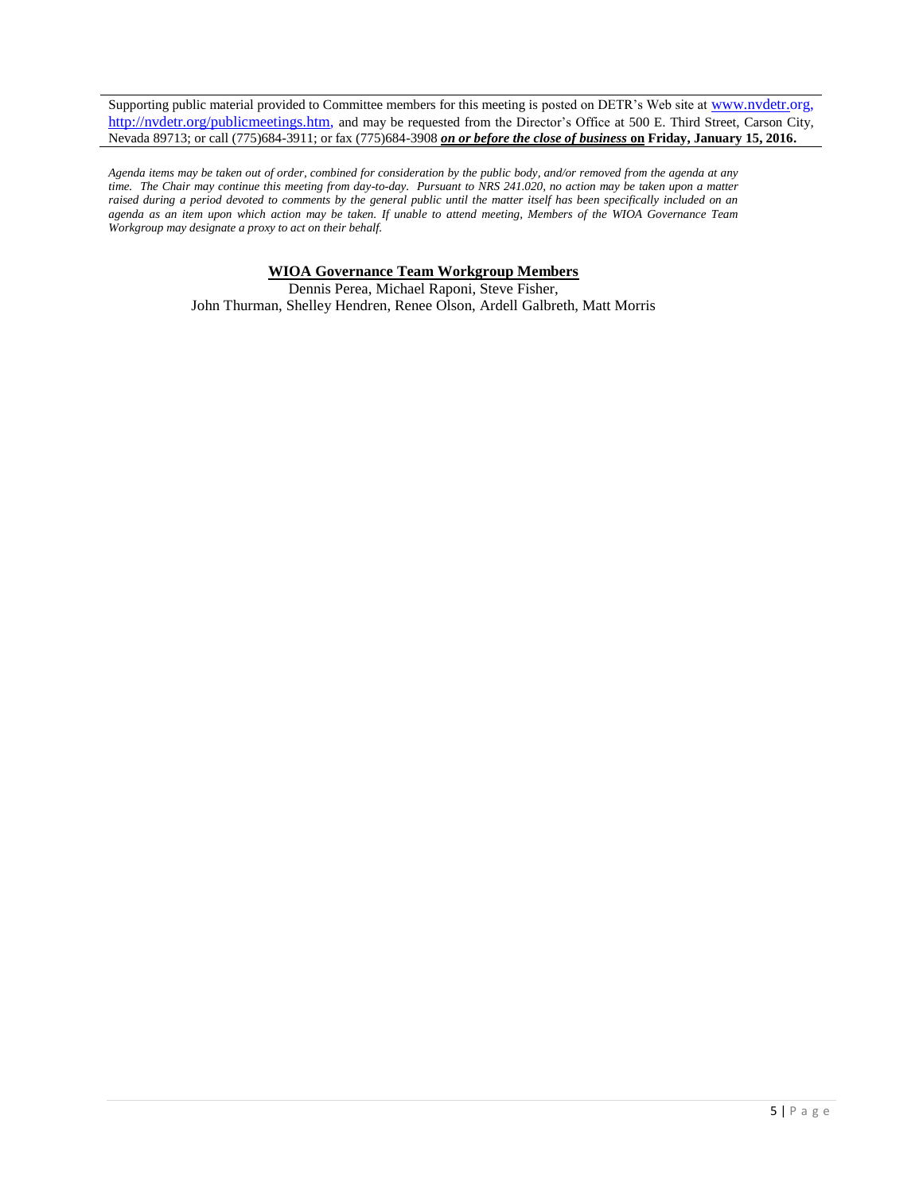Supporting public material provided to Committee members for this meeting is posted on DETR's Web site at www.nvdetr.org, http://nvdetr.org/publicmeetings.htm, and may be requested from the Director's Office at 500 E. Third Street, Carson City, Nevada 89713; or call (775)684-3911; or fax (775)684-3908 ***on or before the close of business* on Friday, January 15, 2016.**

*Agenda items may be taken out of order, combined for consideration by the public body, and/or removed from the agenda at any time. The Chair may continue this meeting from day-to-day. Pursuant to NRS 241.020, no action may be taken upon a matter raised during a period devoted to comments by the general public until the matter itself has been specifically included on an agenda as an item upon which action may be taken. If unable to attend meeting, Members of the WIOA Governance Team Workgroup may designate a proxy to act on their behalf.*

**WIOA Governance Team Workgroup Members**

Dennis Perea, Michael Raponi, Steve Fisher,
John Thurman, Shelley Hendren, Renee Olson, Ardell Galbreth, Matt Morris